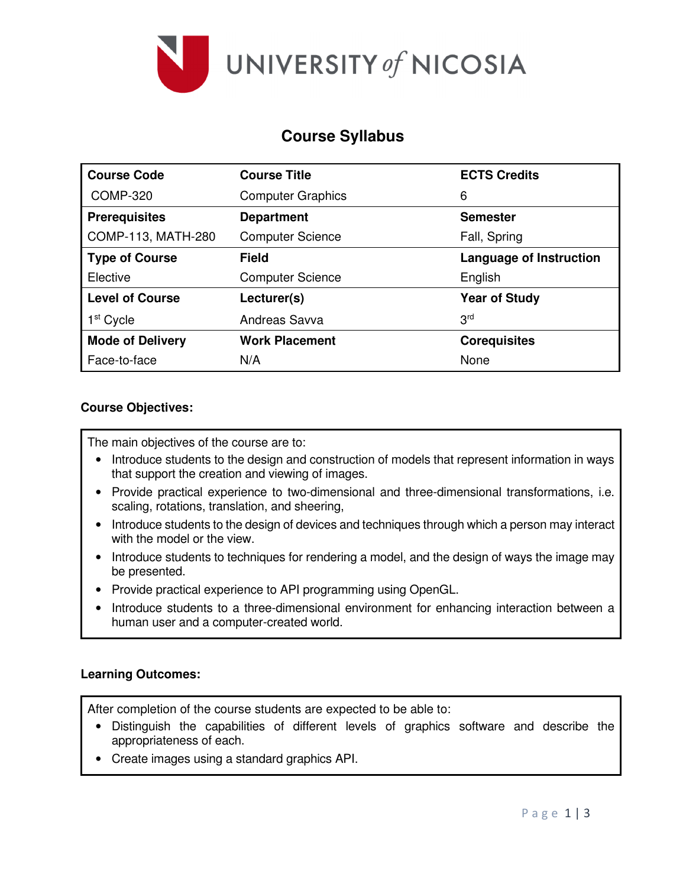# Course Syllabus

| Course Code | Course Title | ECTS Credits |
|---|---|---|
| COMP-320 | Computer Graphics | 6 |
| **Prerequisites** | **Department** | **Semester** |
| COMP-113, MATH-280 | Computer Science | Fall, Spring |
| **Type of Course** | **Field** | **Language of Instruction** |
| Elective | Computer Science | English |
| **Level of Course** | **Lecturer(s)** | **Year of Study** |
| 1st Cycle | Andreas Savva | 3rd |
| **Mode of Delivery** | **Work Placement** | **Corequisites** |
| Face-to-face | N/A | None |

**Course Objectives:**

The main objectives of the course are to:

- Introduce students to the design and construction of models that represent information in ways that support the creation and viewing of images.
- Provide practical experience to two-dimensional and three-dimensional transformations, i.e. scaling, rotations, translation, and sheering,
- Introduce students to the design of devices and techniques through which a person may interact with the model or the view.
- Introduce students to techniques for rendering a model, and the design of ways the image may be presented.
- Provide practical experience to API programming using OpenGL.
- Introduce students to a three-dimensional environment for enhancing interaction between a human user and a computer-created world.

**Learning Outcomes:**

After completion of the course students are expected to be able to:

- Distinguish the capabilities of different levels of graphics software and describe the appropriateness of each.
- Create images using a standard graphics API.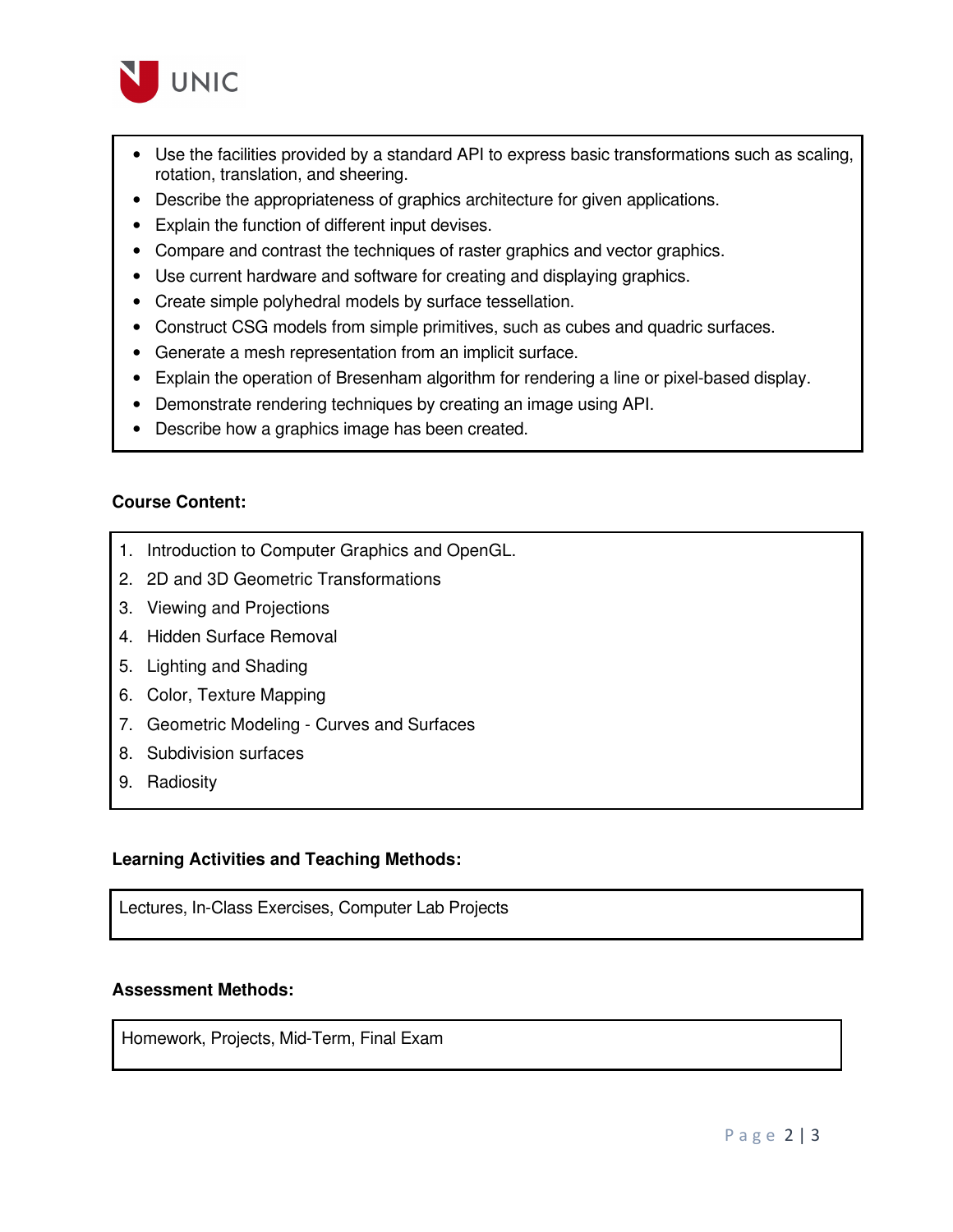- Use the facilities provided by a standard API to express basic transformations such as scaling, rotation, translation, and sheering.
- Describe the appropriateness of graphics architecture for given applications.
- Explain the function of different input devises.
- Compare and contrast the techniques of raster graphics and vector graphics.
- Use current hardware and software for creating and displaying graphics.
- Create simple polyhedral models by surface tessellation.
- Construct CSG models from simple primitives, such as cubes and quadric surfaces.
- Generate a mesh representation from an implicit surface.
- Explain the operation of Bresenham algorithm for rendering a line or pixel-based display.
- Demonstrate rendering techniques by creating an image using API.
- Describe how a graphics image has been created.

**Course Content:**

1. Introduction to Computer Graphics and OpenGL.
2. 2D and 3D Geometric Transformations
3. Viewing and Projections
4. Hidden Surface Removal
5. Lighting and Shading
6. Color, Texture Mapping
7. Geometric Modeling - Curves and Surfaces
8. Subdivision surfaces
9. Radiosity

**Learning Activities and Teaching Methods:**

Lectures, In-Class Exercises, Computer Lab Projects

**Assessment Methods:**

Homework, Projects, Mid-Term, Final Exam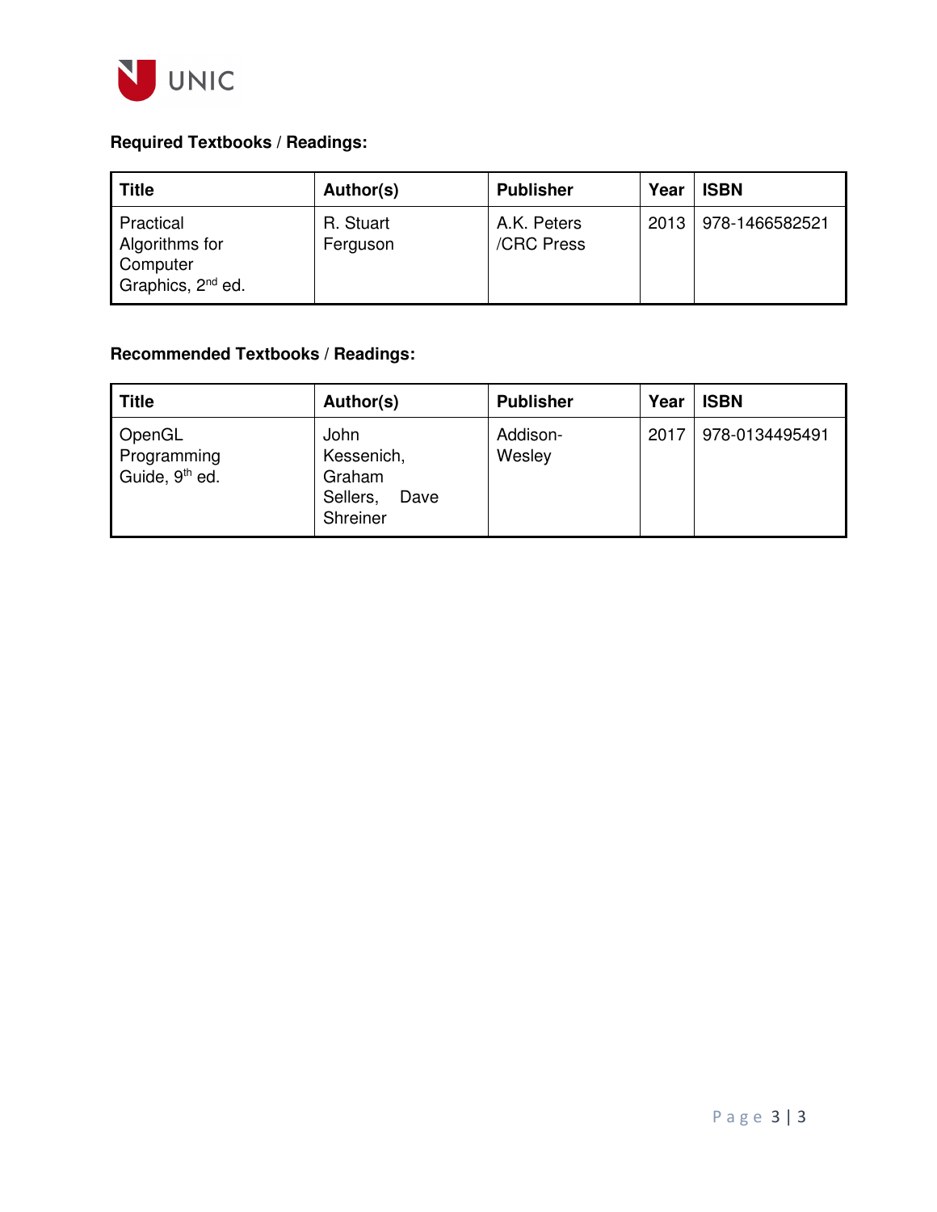**Required Textbooks / Readings:**

| Title | Author(s) | Publisher | Year | ISBN |
|---|---|---|---|---|
| Practical Algorithms for Computer Graphics, 2nd ed. | R. Stuart Ferguson | A.K. Peters /CRC Press | 2013 | 978-1466582521 |

**Recommended Textbooks / Readings:**

| Title | Author(s) | Publisher | Year | ISBN |
|---|---|---|---|---|
| OpenGL Programming Guide, 9th ed. | John Kessenich, Graham Sellers, Dave Shreiner | Addison-Wesley | 2017 | 978-0134495491 |